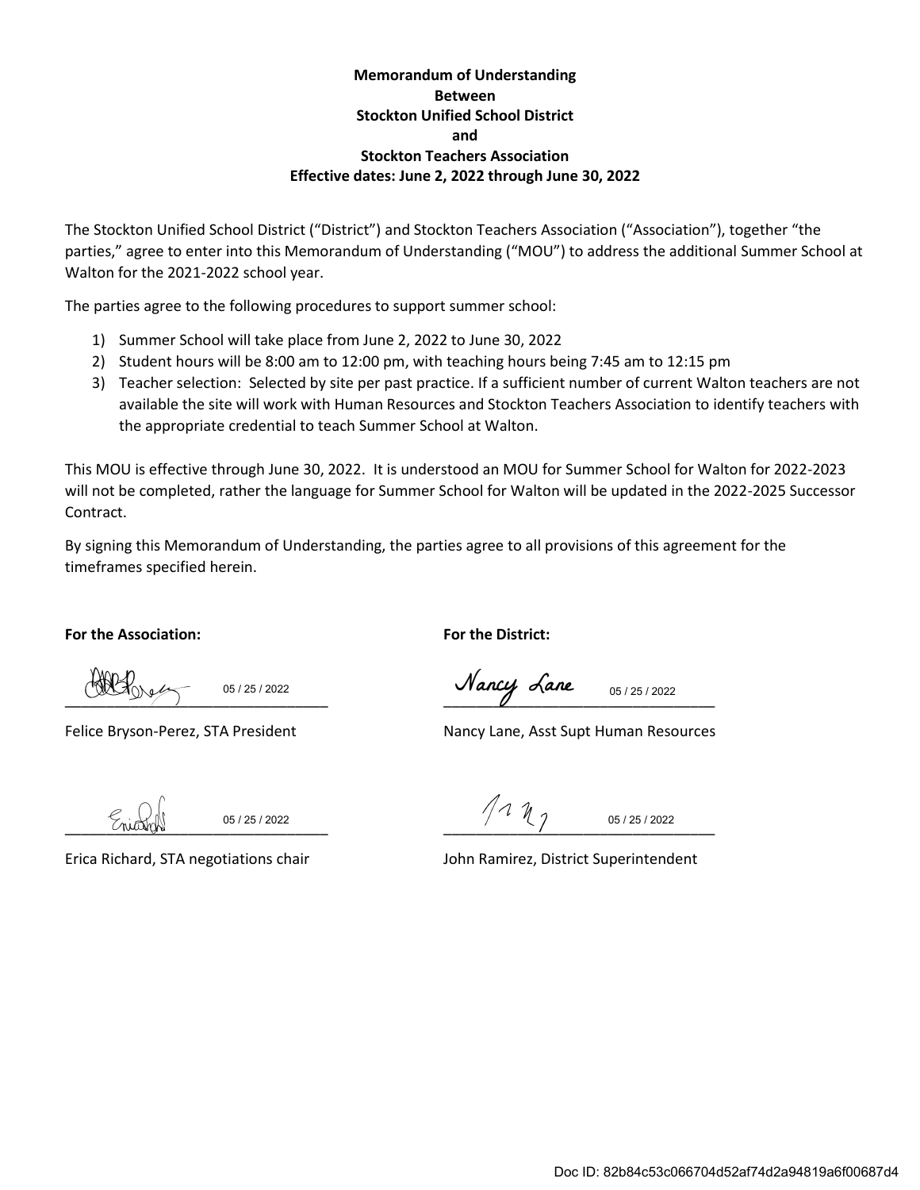**Memorandum of Understanding**
**Between**
**Stockton Unified School District**
**and**
**Stockton Teachers Association**
**Effective dates: June 2, 2022 through June 30, 2022**

The Stockton Unified School District ("District") and Stockton Teachers Association ("Association"), together "the parties," agree to enter into this Memorandum of Understanding ("MOU") to address the additional Summer School at Walton for the 2021-2022 school year.

The parties agree to the following procedures to support summer school:

1) Summer School will take place from June 2, 2022 to June 30, 2022
2) Student hours will be 8:00 am to 12:00 pm, with teaching hours being 7:45 am to 12:15 pm
3) Teacher selection: Selected by site per past practice. If a sufficient number of current Walton teachers are not available the site will work with Human Resources and Stockton Teachers Association to identify teachers with the appropriate credential to teach Summer School at Walton.

This MOU is effective through June 30, 2022. It is understood an MOU for Summer School for Walton for 2022-2023 will not be completed, rather the language for Summer School for Walton will be updated in the 2022-2025 Successor Contract.

By signing this Memorandum of Understanding, the parties agree to all provisions of this agreement for the timeframes specified herein.

**For the Association:**

_______________ 05 / 25 / 2022

Felice Bryson-Perez, STA President

_______________ 05 / 25 / 2022

Erica Richard, STA negotiations chair

**For the District:**

_______________ 05 / 25 / 2022

Nancy Lane, Asst Supt Human Resources

_______________ 05 / 25 / 2022

John Ramirez, District Superintendent

Doc ID: 82b84c53c066704d52af74d2a94819a6f00687d4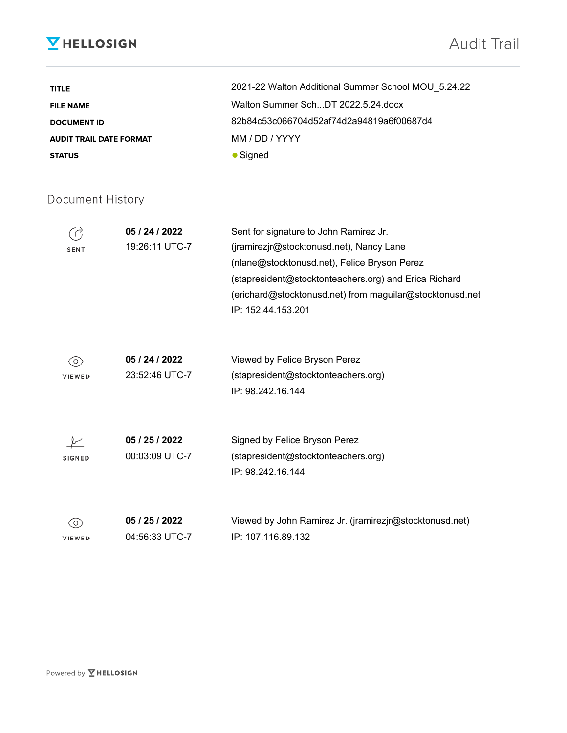**HELLOSIGN** — Audit Trail

| | |
|---|---|
| **TITLE** | 2021-22 Walton Additional Summer School MOU_5.24.22 |
| **FILE NAME** | Walton Summer Sch...DT 2022.5.24.docx |
| **DOCUMENT ID** | 82b84c53c066704d52af74d2a94819a6f00687d4 |
| **AUDIT TRAIL DATE FORMAT** | MM / DD / YYYY |
| **STATUS** | Signed |

## Document History

| | | |
|---|---|---|
| SENT | **05 / 24 / 2022** 19:26:11 UTC-7 | Sent for signature to John Ramirez Jr. (jramirezjr@stocktonusd.net), Nancy Lane (nlane@stocktonusd.net), Felice Bryson Perez (stapresident@stocktonteachers.org) and Erica Richard (erichard@stocktonusd.net) from maguilar@stocktonusd.net IP: 152.44.153.201 |
| VIEWED | **05 / 24 / 2022** 23:52:46 UTC-7 | Viewed by Felice Bryson Perez (stapresident@stocktonteachers.org) IP: 98.242.16.144 |
| SIGNED | **05 / 25 / 2022** 00:03:09 UTC-7 | Signed by Felice Bryson Perez (stapresident@stocktonteachers.org) IP: 98.242.16.144 |
| VIEWED | **05 / 25 / 2022** 04:56:33 UTC-7 | Viewed by John Ramirez Jr. (jramirezjr@stocktonusd.net) IP: 107.116.89.132 |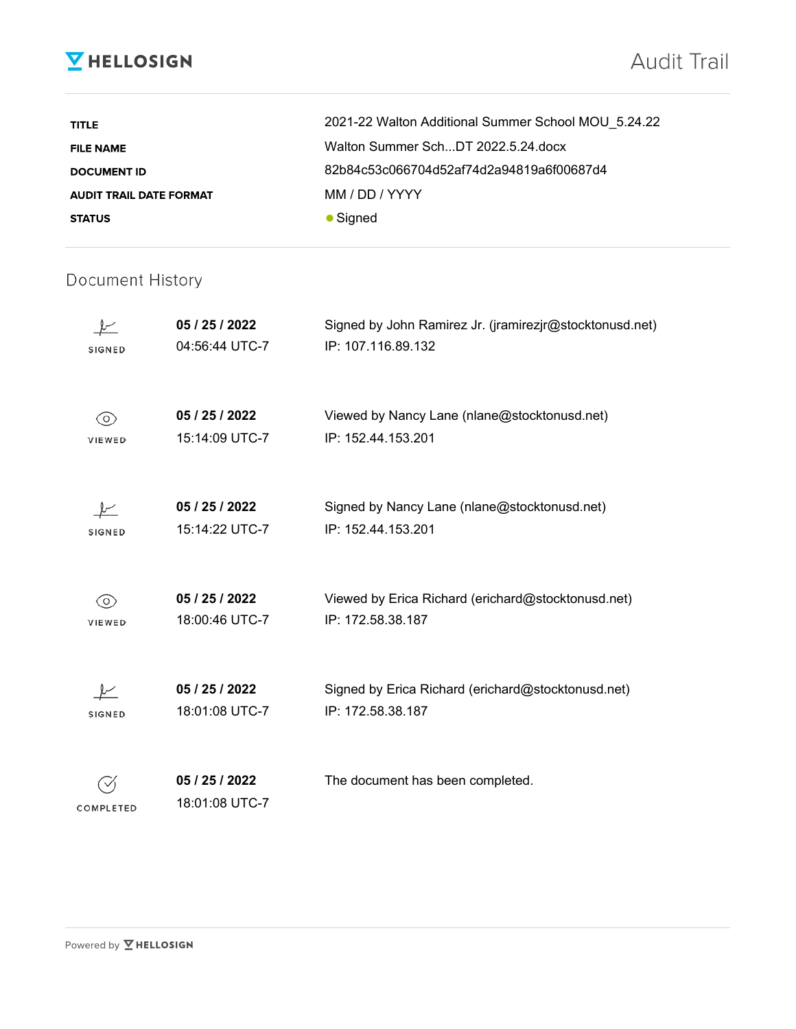HELLOSIGN

# Audit Trail

| | |
|---|---|
| **TITLE** | 2021-22 Walton Additional Summer School MOU_5.24.22 |
| **FILE NAME** | Walton Summer Sch...DT 2022.5.24.docx |
| **DOCUMENT ID** | 82b84c53c066704d52af74d2a94819a6f00687d4 |
| **AUDIT TRAIL DATE FORMAT** | MM / DD / YYYY |
| **STATUS** | ● Signed |

## Document History

| | | |
|---|---|---|
| SIGNED | **05 / 25 / 2022** 04:56:44 UTC-7 | Signed by John Ramirez Jr. (jramirezjr@stocktonusd.net) IP: 107.116.89.132 |
| VIEWED | **05 / 25 / 2022** 15:14:09 UTC-7 | Viewed by Nancy Lane (nlane@stocktonusd.net) IP: 152.44.153.201 |
| SIGNED | **05 / 25 / 2022** 15:14:22 UTC-7 | Signed by Nancy Lane (nlane@stocktonusd.net) IP: 152.44.153.201 |
| VIEWED | **05 / 25 / 2022** 18:00:46 UTC-7 | Viewed by Erica Richard (erichard@stocktonusd.net) IP: 172.58.38.187 |
| SIGNED | **05 / 25 / 2022** 18:01:08 UTC-7 | Signed by Erica Richard (erichard@stocktonusd.net) IP: 172.58.38.187 |
| COMPLETED | **05 / 25 / 2022** 18:01:08 UTC-7 | The document has been completed. |

Powered by HELLOSIGN